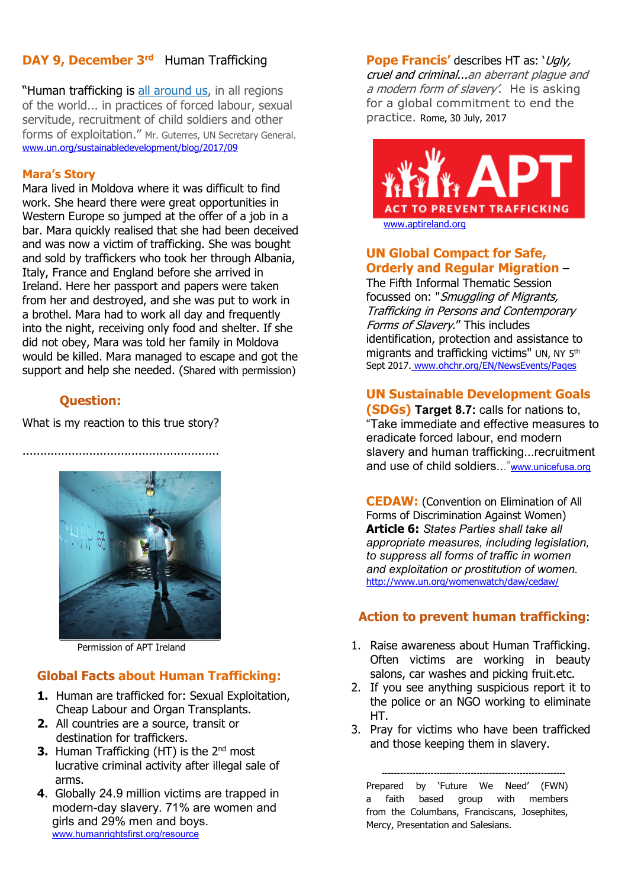## DAY 9, December 3rd Human Trafficking

"Human trafficking is all around us, in all regions of the world... in practices of forced labour, sexual servitude, recruitment of child soldiers and other forms of exploitation." Mr. Guterres, UN Secretary General. www.un.org/sustainabledevelopment/blog/2017/09

### Mara's Story

Mara lived in Moldova where it was difficult to find work. She heard there were great opportunities in Western Europe so jumped at the offer of a job in a bar. Mara quickly realised that she had been deceived and was now a victim of trafficking. She was bought and sold by traffickers who took her through Albania, Italy, France and England before she arrived in Ireland. Here her passport and papers were taken from her and destroyed, and she was put to work in a brothel. Mara had to work all day and frequently into the night, receiving only food and shelter. If she did not obey, Mara was told her family in Moldova would be killed. Mara managed to escape and got the support and help she needed. (Shared with permission)

### Question:

What is my reaction to this true story?

........................................................

Permission of APT Ireland

### Global Facts about Human Trafficking:

1. Human are trafficked for: Sexual Exploitation, Cheap Labour and Organ Transplants.
2. All countries are a source, transit or destination for traffickers.
3. Human Trafficking (HT) is the 2nd most lucrative criminal activity after illegal sale of arms.
4. Globally 24.9 million victims are trapped in modern-day slavery. 71% are women and girls and 29% men and boys. www.humanrightsfirst.org/resource

**Pope Francis'** describes HT as: '*Ugly, cruel and criminal...an aberrant plague and a modern form of slavery*'. He is asking for a global commitment to end the practice. Rome, 30 July, 2017

APT ACT TO PREVENT TRAFFICKING
www.aptireland.org

### UN Global Compact for Safe, Orderly and Regular Migration –

The Fifth Informal Thematic Session focussed on: "*Smuggling of Migrants, Trafficking in Persons and Contemporary Forms of Slavery*." This includes identification, protection and assistance to migrants and trafficking victims" UN, NY 5th Sept 2017. www.ohchr.org/EN/NewsEvents/Pages

### UN Sustainable Development Goals (SDGs) **Target 8.7:** calls for nations to,

"Take immediate and effective measures to eradicate forced labour, end modern slavery and human trafficking...recruitment and use of child soldiers..." www.unicefusa.org

### CEDAW: (Convention on Elimination of All Forms of Discrimination Against Women)

**Article 6:** *States Parties shall take all appropriate measures, including legislation, to suppress all forms of traffic in women and exploitation or prostitution of women.* http://www.un.org/womenwatch/daw/cedaw/

### Action to prevent human trafficking:

1. Raise awareness about Human Trafficking. Often victims are working in beauty salons, car washes and picking fruit.etc.
2. If you see anything suspicious report it to the police or an NGO working to eliminate HT.
3. Pray for victims who have been trafficked and those keeping them in slavery.

---

Prepared by 'Future We Need' (FWN) a faith based group with members from the Columbans, Franciscans, Josephites, Mercy, Presentation and Salesians.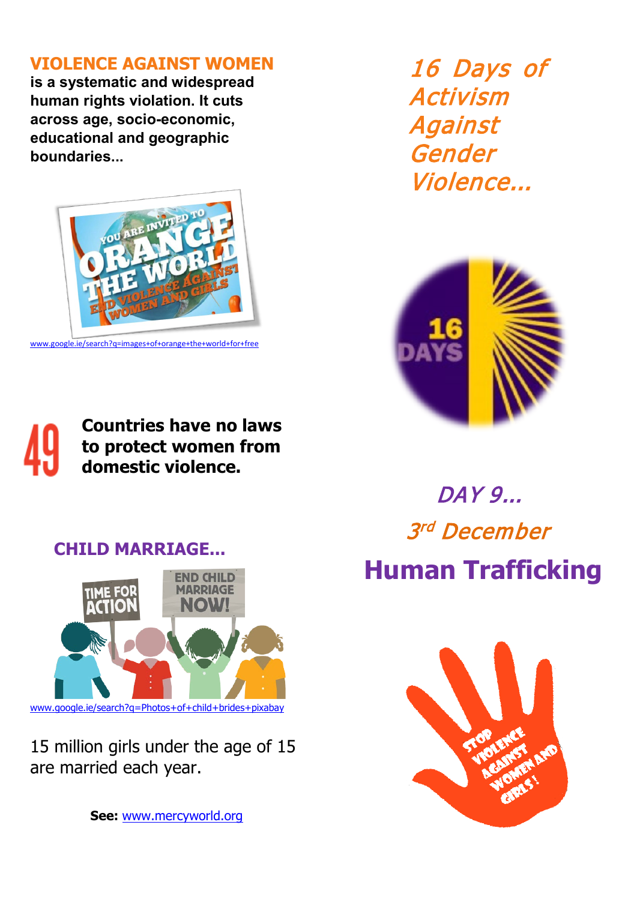## VIOLENCE AGAINST WOMEN

**is a systematic and widespread human rights violation. It cuts across age, socio-economic, educational and geographic boundaries...**

www.google.ie/search?q=images+of+orange+the+world+for+free

**49 Countries have no laws to protect women from domestic violence.**

## CHILD MARRIAGE...

www.google.ie/search?q=Photos+of+child+brides+pixabay

15 million girls under the age of 15 are married each year.

**See:** www.mercyworld.org

# *16 Days of Activism Against Gender Violence...*

*DAY 9...*

*3rd December*

# Human Trafficking